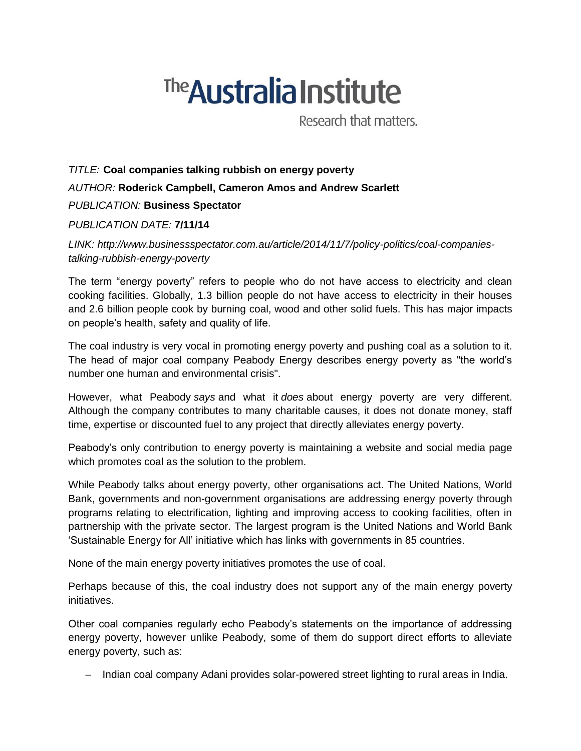# The Australia Institute

Research that matters.

*TITLE:* **Coal companies talking rubbish on energy poverty**

*AUTHOR:* **Roderick Campbell, Cameron Amos and Andrew Scarlett**

*PUBLICATION:* **Business Spectator**

*PUBLICATION DATE:* **7/11/14**

*LINK: http://www.businessspectator.com.au/article/2014/11/7/policy-politics/coal-companies-talking-rubbish-energy-poverty*

The term "energy poverty" refers to people who do not have access to electricity and clean cooking facilities. Globally, 1.3 billion people do not have access to electricity in their houses and 2.6 billion people cook by burning coal, wood and other solid fuels. This has major impacts on people's health, safety and quality of life.

The coal industry is very vocal in promoting energy poverty and pushing coal as a solution to it. The head of major coal company Peabody Energy describes energy poverty as "the world's number one human and environmental crisis".

However, what Peabody *says* and what it *does* about energy poverty are very different. Although the company contributes to many charitable causes, it does not donate money, staff time, expertise or discounted fuel to any project that directly alleviates energy poverty.

Peabody's only contribution to energy poverty is maintaining a website and social media page which promotes coal as the solution to the problem.

While Peabody talks about energy poverty, other organisations act. The United Nations, World Bank, governments and non-government organisations are addressing energy poverty through programs relating to electrification, lighting and improving access to cooking facilities, often in partnership with the private sector. The largest program is the United Nations and World Bank 'Sustainable Energy for All' initiative which has links with governments in 85 countries.

None of the main energy poverty initiatives promotes the use of coal.

Perhaps because of this, the coal industry does not support any of the main energy poverty initiatives.

Other coal companies regularly echo Peabody's statements on the importance of addressing energy poverty, however unlike Peabody, some of them do support direct efforts to alleviate energy poverty, such as:

- Indian coal company Adani provides solar-powered street lighting to rural areas in India.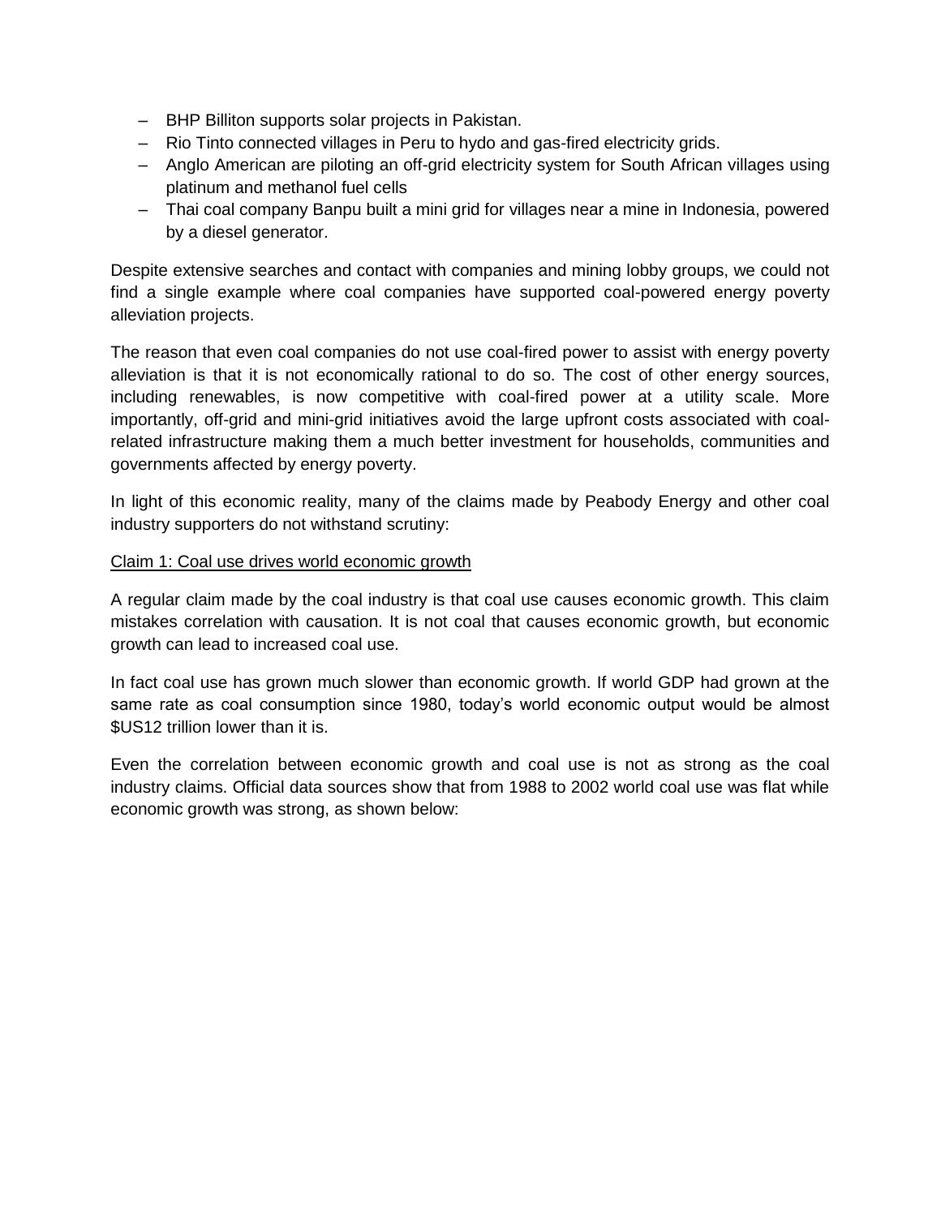– BHP Billiton supports solar projects in Pakistan.
– Rio Tinto connected villages in Peru to hydo and gas-fired electricity grids.
– Anglo American are piloting an off-grid electricity system for South African villages using platinum and methanol fuel cells
– Thai coal company Banpu built a mini grid for villages near a mine in Indonesia, powered by a diesel generator.

Despite extensive searches and contact with companies and mining lobby groups, we could not find a single example where coal companies have supported coal-powered energy poverty alleviation projects.

The reason that even coal companies do not use coal-fired power to assist with energy poverty alleviation is that it is not economically rational to do so. The cost of other energy sources, including renewables, is now competitive with coal-fired power at a utility scale. More importantly, off-grid and mini-grid initiatives avoid the large upfront costs associated with coal-related infrastructure making them a much better investment for households, communities and governments affected by energy poverty.

In light of this economic reality, many of the claims made by Peabody Energy and other coal industry supporters do not withstand scrutiny:

<u>Claim 1: Coal use drives world economic growth</u>

A regular claim made by the coal industry is that coal use causes economic growth. This claim mistakes correlation with causation. It is not coal that causes economic growth, but economic growth can lead to increased coal use.

In fact coal use has grown much slower than economic growth. If world GDP had grown at the same rate as coal consumption since 1980, today's world economic output would be almost $US12 trillion lower than it is.

Even the correlation between economic growth and coal use is not as strong as the coal industry claims. Official data sources show that from 1988 to 2002 world coal use was flat while economic growth was strong, as shown below: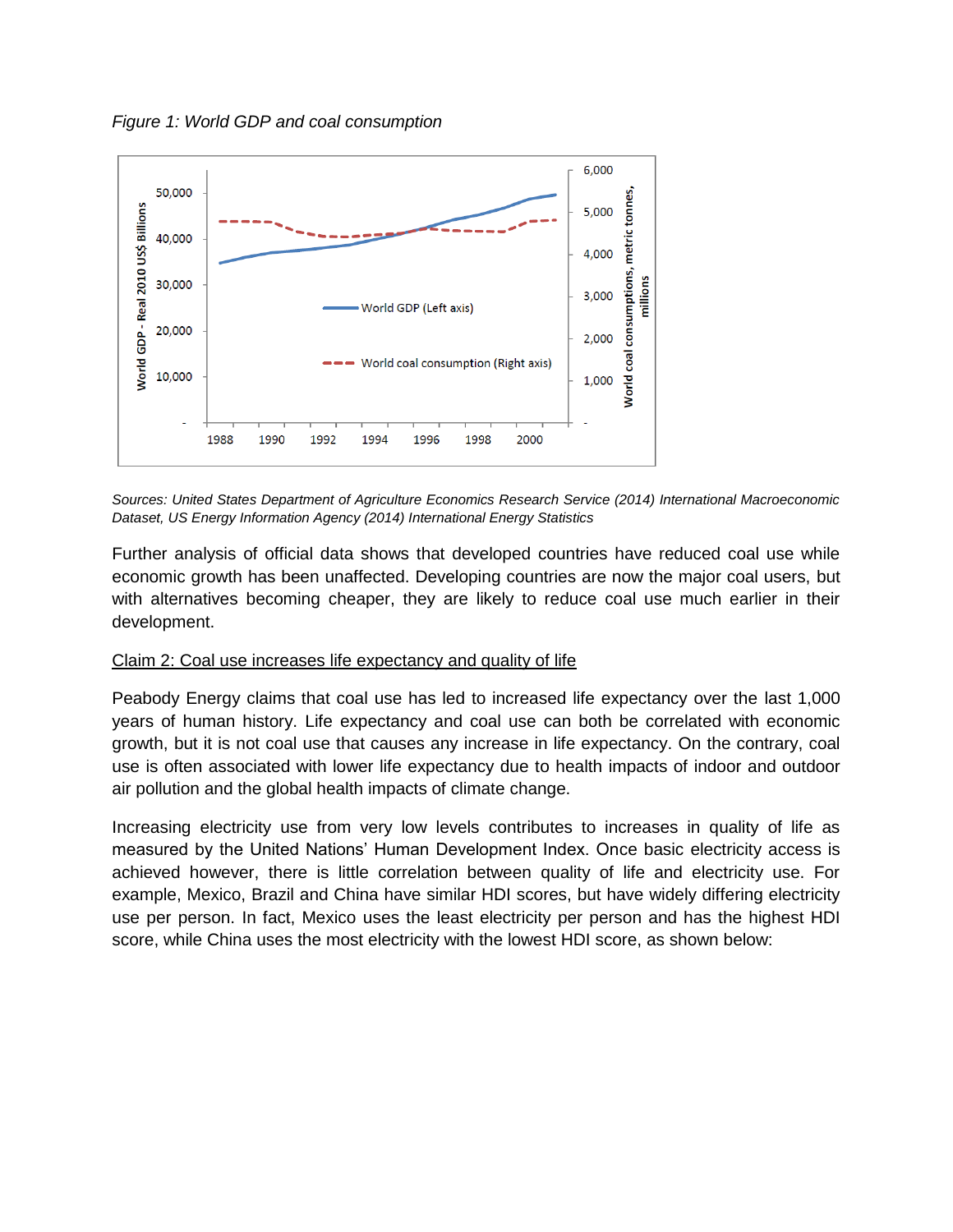*Figure 1: World GDP and coal consumption*

*Sources: United States Department of Agriculture Economics Research Service (2014) International Macroeconomic Dataset, US Energy Information Agency (2014) International Energy Statistics*

Further analysis of official data shows that developed countries have reduced coal use while economic growth has been unaffected. Developing countries are now the major coal users, but with alternatives becoming cheaper, they are likely to reduce coal use much earlier in their development.

<u>Claim 2: Coal use increases life expectancy and quality of life</u>

Peabody Energy claims that coal use has led to increased life expectancy over the last 1,000 years of human history. Life expectancy and coal use can both be correlated with economic growth, but it is not coal use that causes any increase in life expectancy. On the contrary, coal use is often associated with lower life expectancy due to health impacts of indoor and outdoor air pollution and the global health impacts of climate change.

Increasing electricity use from very low levels contributes to increases in quality of life as measured by the United Nations' Human Development Index. Once basic electricity access is achieved however, there is little correlation between quality of life and electricity use. For example, Mexico, Brazil and China have similar HDI scores, but have widely differing electricity use per person. In fact, Mexico uses the least electricity per person and has the highest HDI score, while China uses the most electricity with the lowest HDI score, as shown below: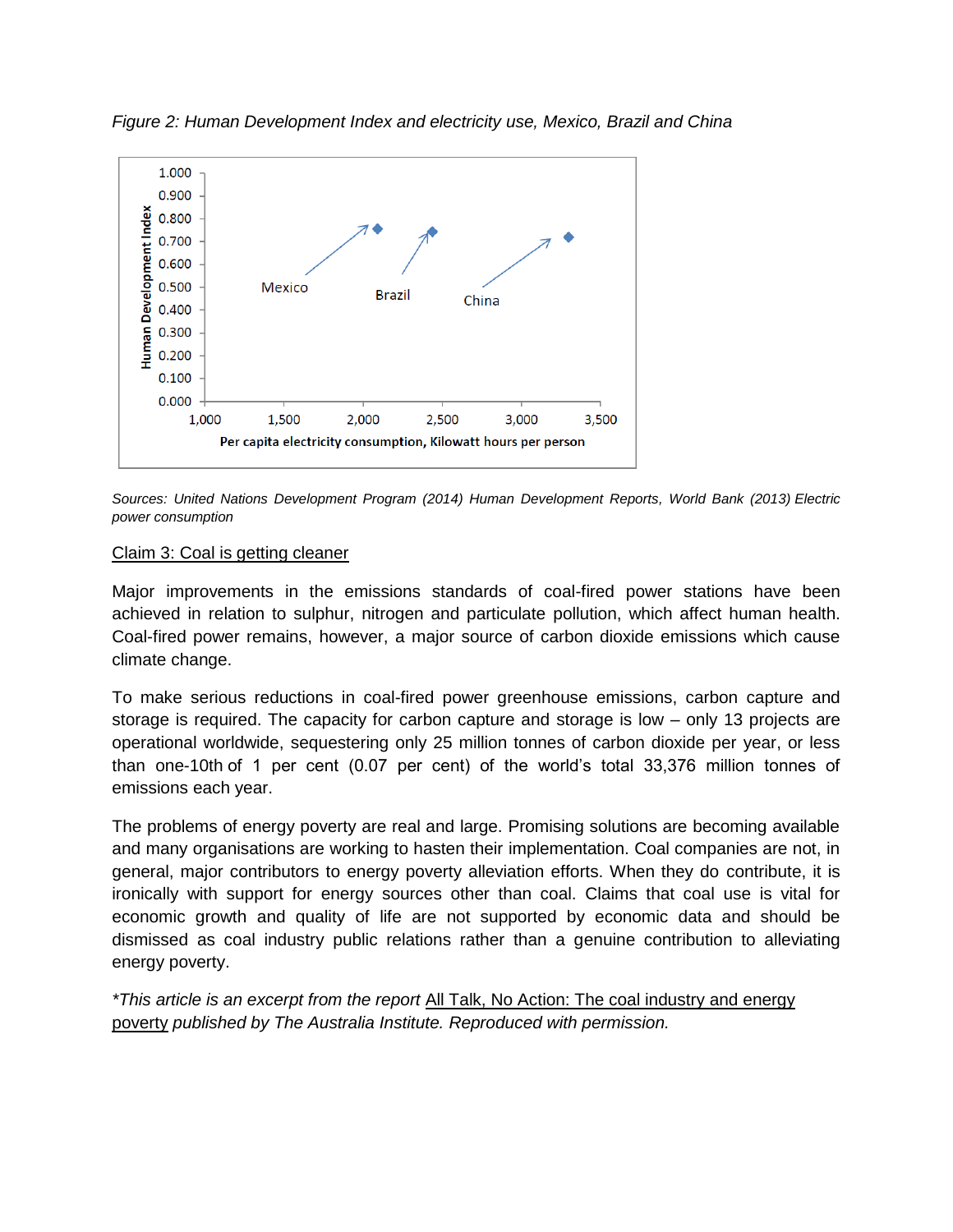*Figure 2: Human Development Index and electricity use, Mexico, Brazil and China*

Human Development Index

1.000
0.900
0.800
0.700
0.600
0.500
0.400
0.300
0.200
0.100
0.000

1,000
1,500
2,000
2,500
3,000
3,500

Per capita electricity consumption, Kilowatt hours per person

Mexico
Brazil
China

*Sources: United Nations Development Program (2014) Human Development Reports, World Bank (2013) Electric power consumption*

<u>Claim 3: Coal is getting cleaner</u>

Major improvements in the emissions standards of coal-fired power stations have been achieved in relation to sulphur, nitrogen and particulate pollution, which affect human health. Coal-fired power remains, however, a major source of carbon dioxide emissions which cause climate change.

To make serious reductions in coal-fired power greenhouse emissions, carbon capture and storage is required. The capacity for carbon capture and storage is low – only 13 projects are operational worldwide, sequestering only 25 million tonnes of carbon dioxide per year, or less than one-10th of 1 per cent (0.07 per cent) of the world's total 33,376 million tonnes of emissions each year.

The problems of energy poverty are real and large. Promising solutions are becoming available and many organisations are working to hasten their implementation. Coal companies are not, in general, major contributors to energy poverty alleviation efforts. When they do contribute, it is ironically with support for energy sources other than coal. Claims that coal use is vital for economic growth and quality of life are not supported by economic data and should be dismissed as coal industry public relations rather than a genuine contribution to alleviating energy poverty.

*\*This article is an excerpt from the report* <u>All Talk, No Action: The coal industry and energy poverty</u> *published by The Australia Institute. Reproduced with permission.*